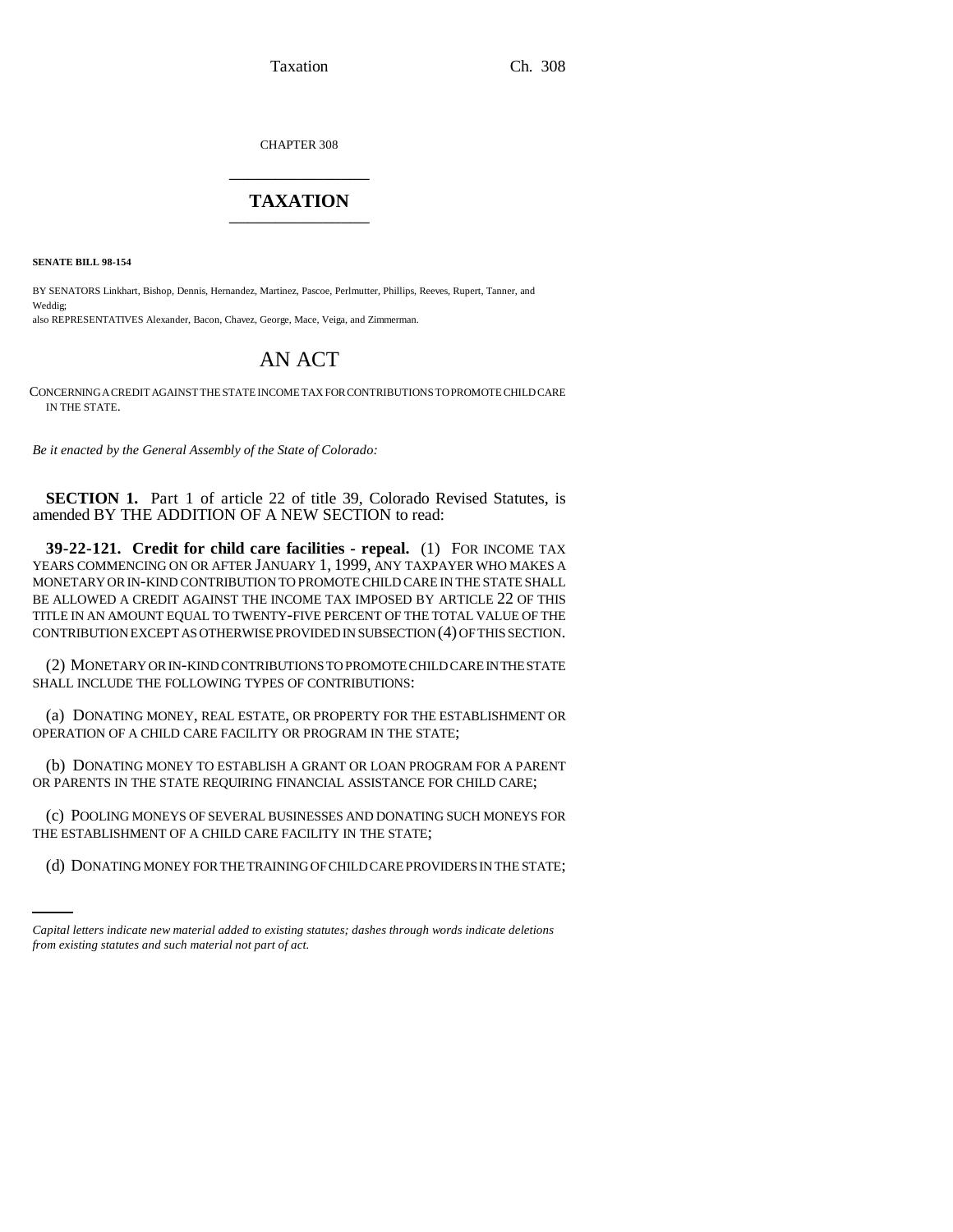CHAPTER 308

# TAXATION

**SENATE BILL 98-154**

BY SENATORS Linkhart, Bishop, Dennis, Hernandez, Martinez, Pascoe, Perlmutter, Phillips, Reeves, Rupert, Tanner, and Weddig;

also REPRESENTATIVES Alexander, Bacon, Chavez, George, Mace, Veiga, and Zimmerman.

## AN ACT

CONCERNING A CREDIT AGAINST THE STATE INCOME TAX FOR CONTRIBUTIONS TO PROMOTE CHILD CARE IN THE STATE.

*Be it enacted by the General Assembly of the State of Colorado:*

**SECTION 1.** Part 1 of article 22 of title 39, Colorado Revised Statutes, is amended BY THE ADDITION OF A NEW SECTION to read:

**39-22-121. Credit for child care facilities - repeal.** (1) FOR INCOME TAX YEARS COMMENCING ON OR AFTER JANUARY 1, 1999, ANY TAXPAYER WHO MAKES A MONETARY OR IN-KIND CONTRIBUTION TO PROMOTE CHILD CARE IN THE STATE SHALL BE ALLOWED A CREDIT AGAINST THE INCOME TAX IMPOSED BY ARTICLE 22 OF THIS TITLE IN AN AMOUNT EQUAL TO TWENTY-FIVE PERCENT OF THE TOTAL VALUE OF THE CONTRIBUTION EXCEPT AS OTHERWISE PROVIDED IN SUBSECTION (4) OF THIS SECTION.

(2) MONETARY OR IN-KIND CONTRIBUTIONS TO PROMOTE CHILD CARE IN THE STATE SHALL INCLUDE THE FOLLOWING TYPES OF CONTRIBUTIONS:

(a) DONATING MONEY, REAL ESTATE, OR PROPERTY FOR THE ESTABLISHMENT OR OPERATION OF A CHILD CARE FACILITY OR PROGRAM IN THE STATE;

(b) DONATING MONEY TO ESTABLISH A GRANT OR LOAN PROGRAM FOR A PARENT OR PARENTS IN THE STATE REQUIRING FINANCIAL ASSISTANCE FOR CHILD CARE;

(c) POOLING MONEYS OF SEVERAL BUSINESSES AND DONATING SUCH MONEYS FOR THE ESTABLISHMENT OF A CHILD CARE FACILITY IN THE STATE;

(d) DONATING MONEY FOR THE TRAINING OF CHILD CARE PROVIDERS IN THE STATE;

*Capital letters indicate new material added to existing statutes; dashes through words indicate deletions from existing statutes and such material not part of act.*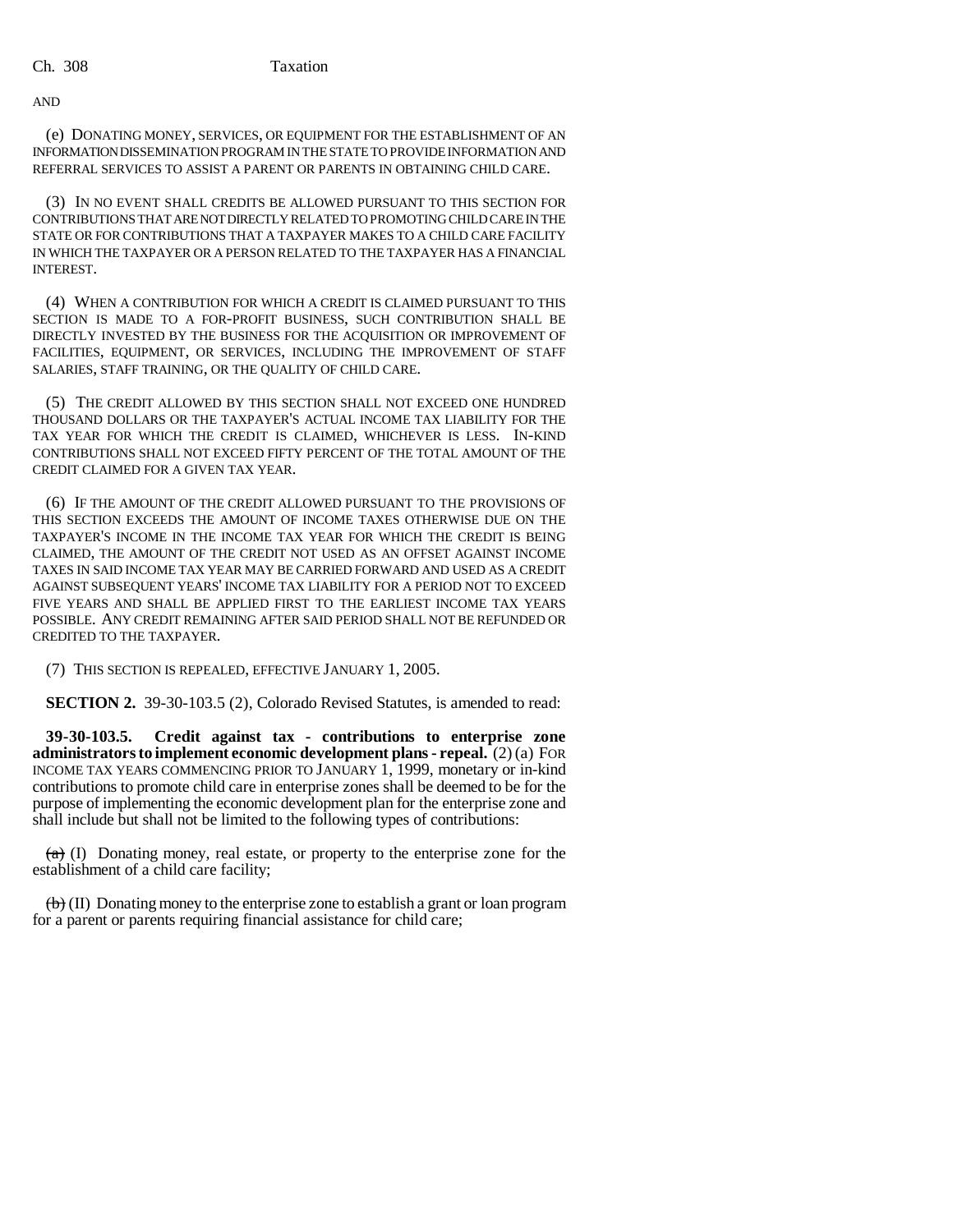AND

(e) DONATING MONEY, SERVICES, OR EQUIPMENT FOR THE ESTABLISHMENT OF AN INFORMATION DISSEMINATION PROGRAM IN THE STATE TO PROVIDE INFORMATION AND REFERRAL SERVICES TO ASSIST A PARENT OR PARENTS IN OBTAINING CHILD CARE.

(3) IN NO EVENT SHALL CREDITS BE ALLOWED PURSUANT TO THIS SECTION FOR CONTRIBUTIONS THAT ARE NOT DIRECTLY RELATED TO PROMOTING CHILD CARE IN THE STATE OR FOR CONTRIBUTIONS THAT A TAXPAYER MAKES TO A CHILD CARE FACILITY IN WHICH THE TAXPAYER OR A PERSON RELATED TO THE TAXPAYER HAS A FINANCIAL INTEREST.

(4) WHEN A CONTRIBUTION FOR WHICH A CREDIT IS CLAIMED PURSUANT TO THIS SECTION IS MADE TO A FOR-PROFIT BUSINESS, SUCH CONTRIBUTION SHALL BE DIRECTLY INVESTED BY THE BUSINESS FOR THE ACQUISITION OR IMPROVEMENT OF FACILITIES, EQUIPMENT, OR SERVICES, INCLUDING THE IMPROVEMENT OF STAFF SALARIES, STAFF TRAINING, OR THE QUALITY OF CHILD CARE.

(5) THE CREDIT ALLOWED BY THIS SECTION SHALL NOT EXCEED ONE HUNDRED THOUSAND DOLLARS OR THE TAXPAYER'S ACTUAL INCOME TAX LIABILITY FOR THE TAX YEAR FOR WHICH THE CREDIT IS CLAIMED, WHICHEVER IS LESS. IN-KIND CONTRIBUTIONS SHALL NOT EXCEED FIFTY PERCENT OF THE TOTAL AMOUNT OF THE CREDIT CLAIMED FOR A GIVEN TAX YEAR.

(6) IF THE AMOUNT OF THE CREDIT ALLOWED PURSUANT TO THE PROVISIONS OF THIS SECTION EXCEEDS THE AMOUNT OF INCOME TAXES OTHERWISE DUE ON THE TAXPAYER'S INCOME IN THE INCOME TAX YEAR FOR WHICH THE CREDIT IS BEING CLAIMED, THE AMOUNT OF THE CREDIT NOT USED AS AN OFFSET AGAINST INCOME TAXES IN SAID INCOME TAX YEAR MAY BE CARRIED FORWARD AND USED AS A CREDIT AGAINST SUBSEQUENT YEARS' INCOME TAX LIABILITY FOR A PERIOD NOT TO EXCEED FIVE YEARS AND SHALL BE APPLIED FIRST TO THE EARLIEST INCOME TAX YEARS POSSIBLE. ANY CREDIT REMAINING AFTER SAID PERIOD SHALL NOT BE REFUNDED OR CREDITED TO THE TAXPAYER.

(7) THIS SECTION IS REPEALED, EFFECTIVE JANUARY 1, 2005.

**SECTION 2.** 39-30-103.5 (2), Colorado Revised Statutes, is amended to read:

**39-30-103.5. Credit against tax - contributions to enterprise zone administrators to implement economic development plans - repeal.** (2) (a) FOR INCOME TAX YEARS COMMENCING PRIOR TO JANUARY 1, 1999, monetary or in-kind contributions to promote child care in enterprise zones shall be deemed to be for the purpose of implementing the economic development plan for the enterprise zone and shall include but shall not be limited to the following types of contributions:

~~(a)~~ (I) Donating money, real estate, or property to the enterprise zone for the establishment of a child care facility;

~~(b)~~ (II) Donating money to the enterprise zone to establish a grant or loan program for a parent or parents requiring financial assistance for child care;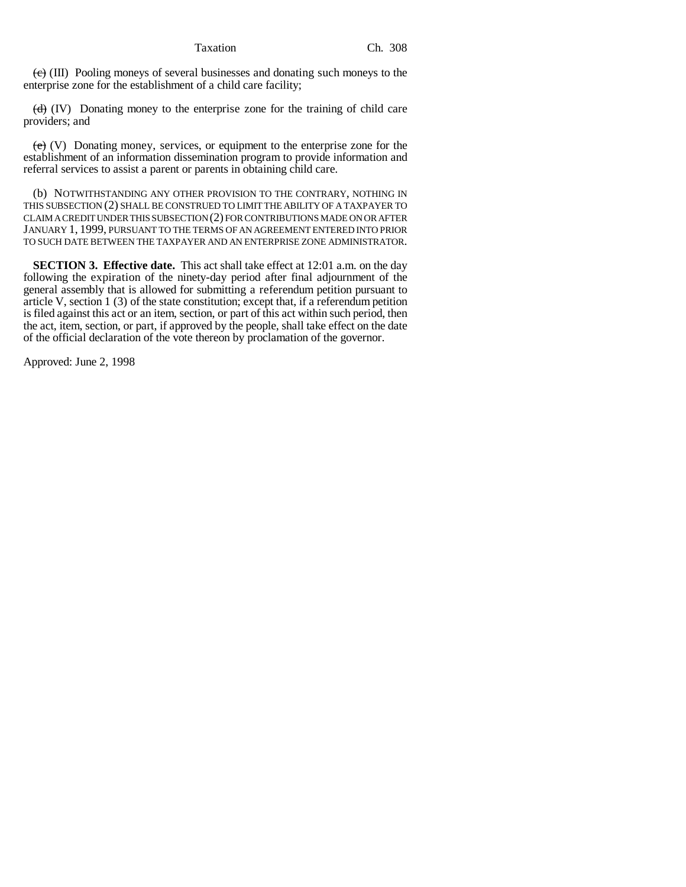~~(c)~~ (III) Pooling moneys of several businesses and donating such moneys to the enterprise zone for the establishment of a child care facility;

~~(d)~~ (IV) Donating money to the enterprise zone for the training of child care providers; and

~~(e)~~ (V) Donating money, services, or equipment to the enterprise zone for the establishment of an information dissemination program to provide information and referral services to assist a parent or parents in obtaining child care.

(b) NOTWITHSTANDING ANY OTHER PROVISION TO THE CONTRARY, NOTHING IN THIS SUBSECTION (2) SHALL BE CONSTRUED TO LIMIT THE ABILITY OF A TAXPAYER TO CLAIM A CREDIT UNDER THIS SUBSECTION (2) FOR CONTRIBUTIONS MADE ON OR AFTER JANUARY 1, 1999, PURSUANT TO THE TERMS OF AN AGREEMENT ENTERED INTO PRIOR TO SUCH DATE BETWEEN THE TAXPAYER AND AN ENTERPRISE ZONE ADMINISTRATOR.

**SECTION 3. Effective date.** This act shall take effect at 12:01 a.m. on the day following the expiration of the ninety-day period after final adjournment of the general assembly that is allowed for submitting a referendum petition pursuant to article V, section 1 (3) of the state constitution; except that, if a referendum petition is filed against this act or an item, section, or part of this act within such period, then the act, item, section, or part, if approved by the people, shall take effect on the date of the official declaration of the vote thereon by proclamation of the governor.

Approved: June 2, 1998